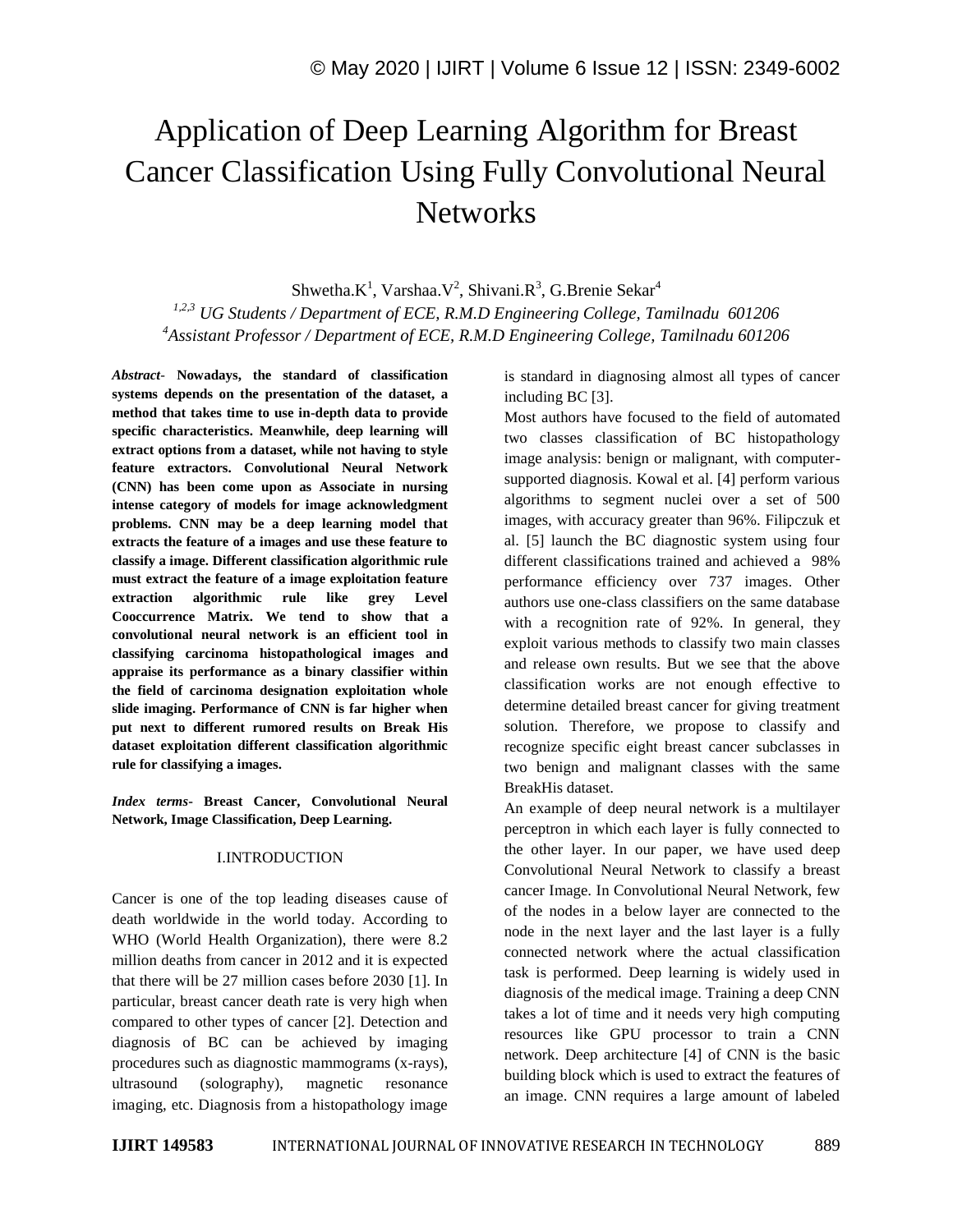# Application of Deep Learning Algorithm for Breast Cancer Classification Using Fully Convolutional Neural Networks

Shwetha.K[1], Varshaa.V[2], Shivani.R[3], G.Brenie Sekar[4]

*[1,2,3] UG Students / Department of ECE, R.M.D Engineering College, Tamilnadu 601206*
*[4]Assistant Professor / Department of ECE, R.M.D Engineering College, Tamilnadu 601206*

***Abstract-*** **Nowadays, the standard of classification systems depends on the presentation of the dataset, a method that takes time to use in-depth data to provide specific characteristics. Meanwhile, deep learning will extract options from a dataset, while not having to style feature extractors. Convolutional Neural Network (CNN) has been come upon as Associate in nursing intense category of models for image acknowledgment problems. CNN may be a deep learning model that extracts the feature of a images and use these feature to classify a image. Different classification algorithmic rule must extract the feature of a image exploitation feature extraction algorithmic rule like grey Level Cooccurrence Matrix. We tend to show that a convolutional neural network is an efficient tool in classifying carcinoma histopathological images and appraise its performance as a binary classifier within the field of carcinoma designation exploitation whole slide imaging. Performance of CNN is far higher when put next to different rumored results on Break His dataset exploitation different classification algorithmic rule for classifying a images.**

***Index terms-*** **Breast Cancer, Convolutional Neural Network, Image Classification, Deep Learning.**

## I.INTRODUCTION

Cancer is one of the top leading diseases cause of death worldwide in the world today. According to WHO (World Health Organization), there were 8.2 million deaths from cancer in 2012 and it is expected that there will be 27 million cases before 2030 [1]. In particular, breast cancer death rate is very high when compared to other types of cancer [2]. Detection and diagnosis of BC can be achieved by imaging procedures such as diagnostic mammograms (x-rays), ultrasound (solography), magnetic resonance imaging, etc. Diagnosis from a histopathology image is standard in diagnosing almost all types of cancer including BC [3].

Most authors have focused to the field of automated two classes classification of BC histopathology image analysis: benign or malignant, with computer-supported diagnosis. Kowal et al. [4] perform various algorithms to segment nuclei over a set of 500 images, with accuracy greater than 96%. Filipczuk et al. [5] launch the BC diagnostic system using four different classifications trained and achieved a 98% performance efficiency over 737 images. Other authors use one-class classifiers on the same database with a recognition rate of 92%. In general, they exploit various methods to classify two main classes and release own results. But we see that the above classification works are not enough effective to determine detailed breast cancer for giving treatment solution. Therefore, we propose to classify and recognize specific eight breast cancer subclasses in two benign and malignant classes with the same BreakHis dataset.

An example of deep neural network is a multilayer perceptron in which each layer is fully connected to the other layer. In our paper, we have used deep Convolutional Neural Network to classify a breast cancer Image. In Convolutional Neural Network, few of the nodes in a below layer are connected to the node in the next layer and the last layer is a fully connected network where the actual classification task is performed. Deep learning is widely used in diagnosis of the medical image. Training a deep CNN takes a lot of time and it needs very high computing resources like GPU processor to train a CNN network. Deep architecture [4] of CNN is the basic building block which is used to extract the features of an image. CNN requires a large amount of labeled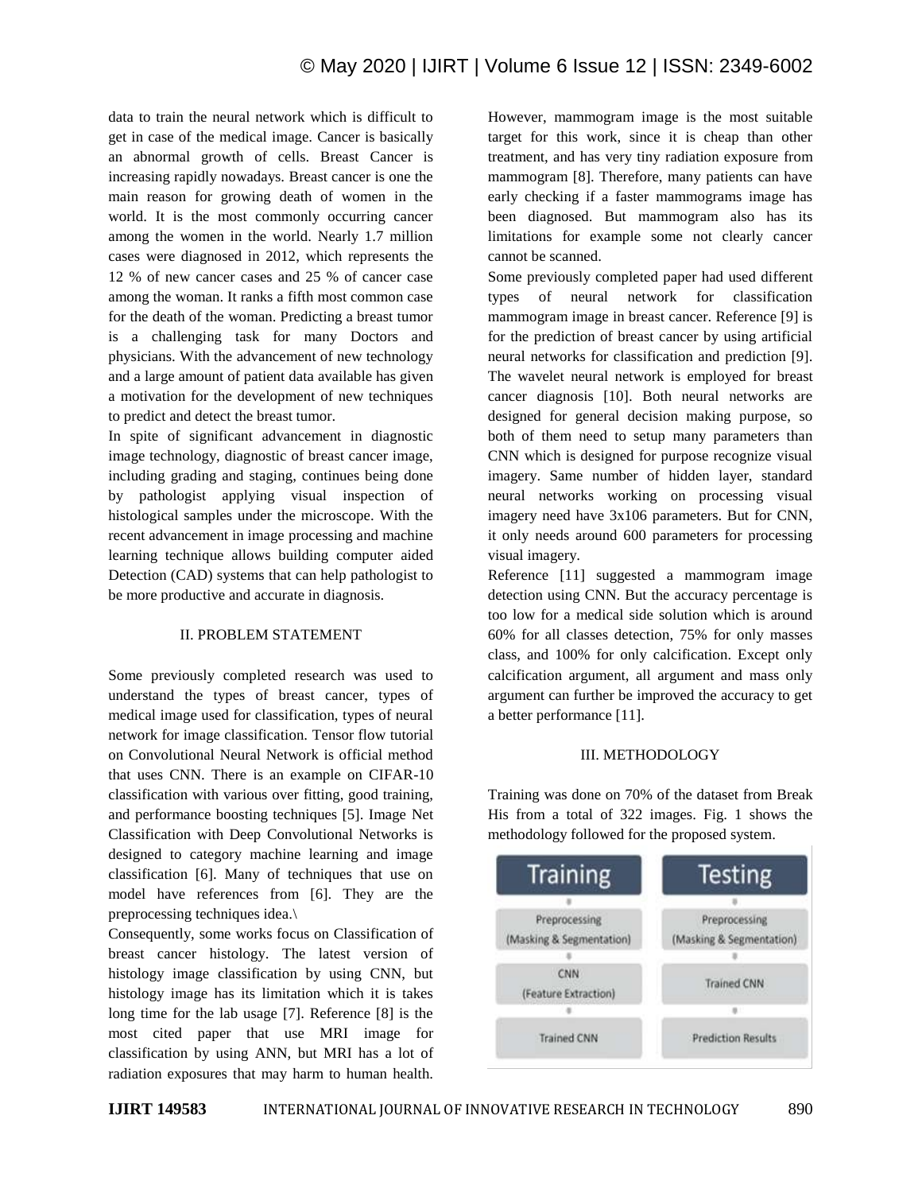data to train the neural network which is difficult to get in case of the medical image. Cancer is basically an abnormal growth of cells. Breast Cancer is increasing rapidly nowadays. Breast cancer is one the main reason for growing death of women in the world. It is the most commonly occurring cancer among the women in the world. Nearly 1.7 million cases were diagnosed in 2012, which represents the 12 % of new cancer cases and 25 % of cancer case among the woman. It ranks a fifth most common case for the death of the woman. Predicting a breast tumor is a challenging task for many Doctors and physicians. With the advancement of new technology and a large amount of patient data available has given a motivation for the development of new techniques to predict and detect the breast tumor.

In spite of significant advancement in diagnostic image technology, diagnostic of breast cancer image, including grading and staging, continues being done by pathologist applying visual inspection of histological samples under the microscope. With the recent advancement in image processing and machine learning technique allows building computer aided Detection (CAD) systems that can help pathologist to be more productive and accurate in diagnosis.

## II. PROBLEM STATEMENT

Some previously completed research was used to understand the types of breast cancer, types of medical image used for classification, types of neural network for image classification. Tensor flow tutorial on Convolutional Neural Network is official method that uses CNN. There is an example on CIFAR-10 classification with various over fitting, good training, and performance boosting techniques [5]. Image Net Classification with Deep Convolutional Networks is designed to category machine learning and image classification [6]. Many of techniques that use on model have references from [6]. They are the preprocessing techniques idea.\

Consequently, some works focus on Classification of breast cancer histology. The latest version of histology image classification by using CNN, but histology image has its limitation which it is takes long time for the lab usage [7]. Reference [8] is the most cited paper that use MRI image for classification by using ANN, but MRI has a lot of radiation exposures that may harm to human health. However, mammogram image is the most suitable target for this work, since it is cheap than other treatment, and has very tiny radiation exposure from mammogram [8]. Therefore, many patients can have early checking if a faster mammograms image has been diagnosed. But mammogram also has its limitations for example some not clearly cancer cannot be scanned.

Some previously completed paper had used different types of neural network for classification mammogram image in breast cancer. Reference [9] is for the prediction of breast cancer by using artificial neural networks for classification and prediction [9]. The wavelet neural network is employed for breast cancer diagnosis [10]. Both neural networks are designed for general decision making purpose, so both of them need to setup many parameters than CNN which is designed for purpose recognize visual imagery. Same number of hidden layer, standard neural networks working on processing visual imagery need have 3x106 parameters. But for CNN, it only needs around 600 parameters for processing visual imagery.

Reference [11] suggested a mammogram image detection using CNN. But the accuracy percentage is too low for a medical side solution which is around 60% for all classes detection, 75% for only masses class, and 100% for only calcification. Except only calcification argument, all argument and mass only argument can further be improved the accuracy to get a better performance [11].

## III. METHODOLOGY

Training was done on 70% of the dataset from Break His from a total of 322 images. Fig. 1 shows the methodology followed for the proposed system.

| Training | Testing |
| --- | --- |
| Preprocessing (Masking & Segmentation) | Preprocessing (Masking & Segmentation) |
| CNN (Feature Extraction) | Trained CNN |
| Trained CNN | Prediction Results |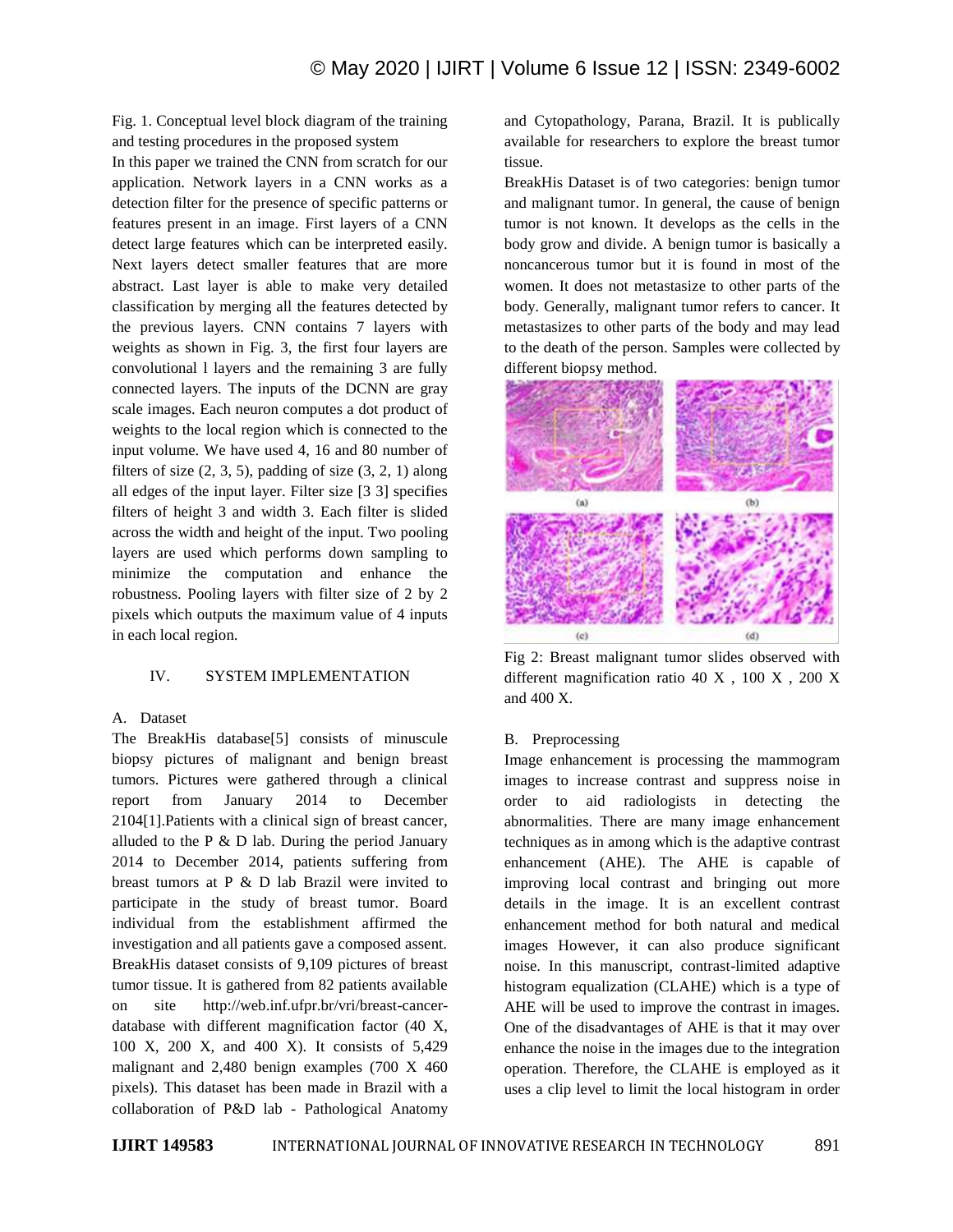Fig. 1. Conceptual level block diagram of the training and testing procedures in the proposed system

In this paper we trained the CNN from scratch for our application. Network layers in a CNN works as a detection filter for the presence of specific patterns or features present in an image. First layers of a CNN detect large features which can be interpreted easily. Next layers detect smaller features that are more abstract. Last layer is able to make very detailed classification by merging all the features detected by the previous layers. CNN contains 7 layers with weights as shown in Fig. 3, the first four layers are convolutional l layers and the remaining 3 are fully connected layers. The inputs of the DCNN are gray scale images. Each neuron computes a dot product of weights to the local region which is connected to the input volume. We have used 4, 16 and 80 number of filters of size (2, 3, 5), padding of size (3, 2, 1) along all edges of the input layer. Filter size [3 3] specifies filters of height 3 and width 3. Each filter is slided across the width and height of the input. Two pooling layers are used which performs down sampling to minimize the computation and enhance the robustness. Pooling layers with filter size of 2 by 2 pixels which outputs the maximum value of 4 inputs in each local region.

## IV. SYSTEM IMPLEMENTATION

### A. Dataset

The BreakHis database[5] consists of minuscule biopsy pictures of malignant and benign breast tumors. Pictures were gathered through a clinical report from January 2014 to December 2104[1].Patients with a clinical sign of breast cancer, alluded to the P & D lab. During the period January 2014 to December 2014, patients suffering from breast tumors at P & D lab Brazil were invited to participate in the study of breast tumor. Board individual from the establishment affirmed the investigation and all patients gave a composed assent. BreakHis dataset consists of 9,109 pictures of breast tumor tissue. It is gathered from 82 patients available on site http://web.inf.ufpr.br/vri/breast-cancer-database with different magnification factor (40 X, 100 X, 200 X, and 400 X). It consists of 5,429 malignant and 2,480 benign examples (700 X 460 pixels). This dataset has been made in Brazil with a collaboration of P&D lab - Pathological Anatomy and Cytopathology, Parana, Brazil. It is publically available for researchers to explore the breast tumor tissue.

BreakHis Dataset is of two categories: benign tumor and malignant tumor. In general, the cause of benign tumor is not known. It develops as the cells in the body grow and divide. A benign tumor is basically a noncancerous tumor but it is found in most of the women. It does not metastasize to other parts of the body. Generally, malignant tumor refers to cancer. It metastasizes to other parts of the body and may lead to the death of the person. Samples were collected by different biopsy method.

Fig 2: Breast malignant tumor slides observed with different magnification ratio 40 X , 100 X , 200 X and 400 X.

### B. Preprocessing

Image enhancement is processing the mammogram images to increase contrast and suppress noise in order to aid radiologists in detecting the abnormalities. There are many image enhancement techniques as in among which is the adaptive contrast enhancement (AHE). The AHE is capable of improving local contrast and bringing out more details in the image. It is an excellent contrast enhancement method for both natural and medical images However, it can also produce significant noise. In this manuscript, contrast-limited adaptive histogram equalization (CLAHE) which is a type of AHE will be used to improve the contrast in images. One of the disadvantages of AHE is that it may over enhance the noise in the images due to the integration operation. Therefore, the CLAHE is employed as it uses a clip level to limit the local histogram in order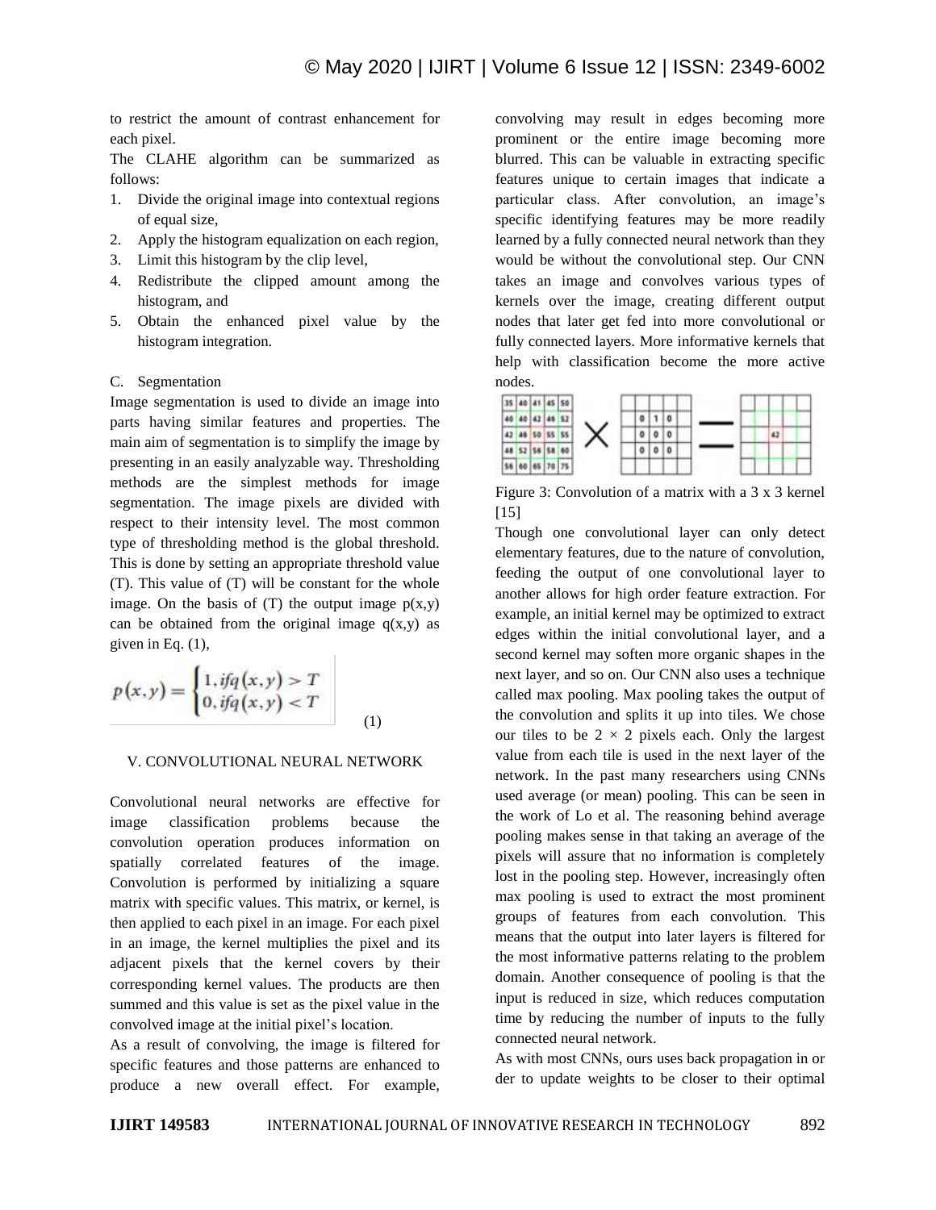to restrict the amount of contrast enhancement for each pixel.

The CLAHE algorithm can be summarized as follows:

1. Divide the original image into contextual regions of equal size,
2. Apply the histogram equalization on each region,
3. Limit this histogram by the clip level,
4. Redistribute the clipped amount among the histogram, and
5. Obtain the enhanced pixel value by the histogram integration.

C. Segmentation

Image segmentation is used to divide an image into parts having similar features and properties. The main aim of segmentation is to simplify the image by presenting in an easily analyzable way. Thresholding methods are the simplest methods for image segmentation. The image pixels are divided with respect to their intensity level. The most common type of thresholding method is the global threshold. This is done by setting an appropriate threshold value (T). This value of (T) will be constant for the whole image. On the basis of (T) the output image p(x,y) can be obtained from the original image q(x,y) as given in Eq. (1),

$$p(x,y) = \begin{cases} 1, if q(x,y) > T \\ 0, if q(x,y) < T \end{cases} \quad (1)$$

## V. CONVOLUTIONAL NEURAL NETWORK

Convolutional neural networks are effective for image classification problems because the convolution operation produces information on spatially correlated features of the image. Convolution is performed by initializing a square matrix with specific values. This matrix, or kernel, is then applied to each pixel in an image. For each pixel in an image, the kernel multiplies the pixel and its adjacent pixels that the kernel covers by their corresponding kernel values. The products are then summed and this value is set as the pixel value in the convolved image at the initial pixel's location.

As a result of convolving, the image is filtered for specific features and those patterns are enhanced to produce a new overall effect. For example, convolving may result in edges becoming more prominent or the entire image becoming more blurred. This can be valuable in extracting specific features unique to certain images that indicate a particular class. After convolution, an image's specific identifying features may be more readily learned by a fully connected neural network than they would be without the convolutional step. Our CNN takes an image and convolves various types of kernels over the image, creating different output nodes that later get fed into more convolutional or fully connected layers. More informative kernels that help with classification become the more active nodes.

Figure 3: Convolution of a matrix with a 3 x 3 kernel [15]

Though one convolutional layer can only detect elementary features, due to the nature of convolution, feeding the output of one convolutional layer to another allows for high order feature extraction. For example, an initial kernel may be optimized to extract edges within the initial convolutional layer, and a second kernel may soften more organic shapes in the next layer, and so on. Our CNN also uses a technique called max pooling. Max pooling takes the output of the convolution and splits it up into tiles. We chose our tiles to be $2 \times 2$ pixels each. Only the largest value from each tile is used in the next layer of the network. In the past many researchers using CNNs used average (or mean) pooling. This can be seen in the work of Lo et al. The reasoning behind average pooling makes sense in that taking an average of the pixels will assure that no information is completely lost in the pooling step. However, increasingly often max pooling is used to extract the most prominent groups of features from each convolution. This means that the output into later layers is filtered for the most informative patterns relating to the problem domain. Another consequence of pooling is that the input is reduced in size, which reduces computation time by reducing the number of inputs to the fully connected neural network.

As with most CNNs, ours uses back propagation in or der to update weights to be closer to their optimal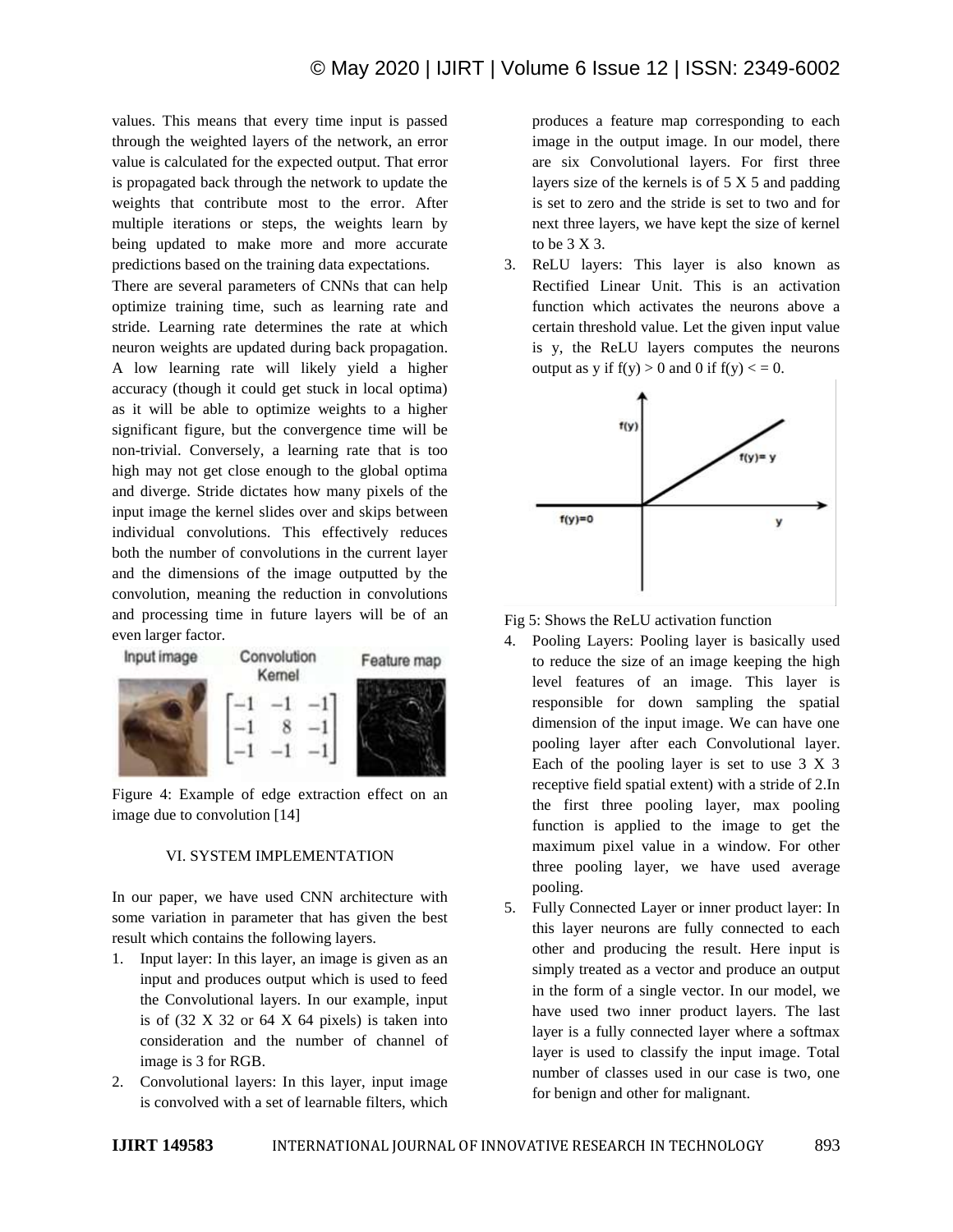values. This means that every time input is passed through the weighted layers of the network, an error value is calculated for the expected output. That error is propagated back through the network to update the weights that contribute most to the error. After multiple iterations or steps, the weights learn by being updated to make more and more accurate predictions based on the training data expectations.

There are several parameters of CNNs that can help optimize training time, such as learning rate and stride. Learning rate determines the rate at which neuron weights are updated during back propagation. A low learning rate will likely yield a higher accuracy (though it could get stuck in local optima) as it will be able to optimize weights to a higher significant figure, but the convergence time will be non-trivial. Conversely, a learning rate that is too high may not get close enough to the global optima and diverge. Stride dictates how many pixels of the input image the kernel slides over and skips between individual convolutions. This effectively reduces both the number of convolutions in the current layer and the dimensions of the image outputted by the convolution, meaning the reduction in convolutions and processing time in future layers will be of an even larger factor.

Input image | Convolution Kernel | Feature map

$$\begin{bmatrix} -1 & -1 & -1 \\ -1 & 8 & -1 \\ -1 & -1 & -1 \end{bmatrix}$$

Figure 4: Example of edge extraction effect on an image due to convolution [14]

## VI. SYSTEM IMPLEMENTATION

In our paper, we have used CNN architecture with some variation in parameter that has given the best result which contains the following layers.

1. Input layer: In this layer, an image is given as an input and produces output which is used to feed the Convolutional layers. In our example, input is of (32 X 32 or 64 X 64 pixels) is taken into consideration and the number of channel of image is 3 for RGB.
2. Convolutional layers: In this layer, input image is convolved with a set of learnable filters, which produces a feature map corresponding to each image in the output image. In our model, there are six Convolutional layers. For first three layers size of the kernels is of 5 X 5 and padding is set to zero and the stride is set to two and for next three layers, we have kept the size of kernel to be 3 X 3.
3. ReLU layers: This layer is also known as Rectified Linear Unit. This is an activation function which activates the neurons above a certain threshold value. Let the given input value is y, the ReLU layers computes the neurons output as y if $f(y) > 0$ and 0 if $f(y) <= 0$.

Fig 5: Shows the ReLU activation function

4. Pooling Layers: Pooling layer is basically used to reduce the size of an image keeping the high level features of an image. This layer is responsible for down sampling the spatial dimension of the input image. We can have one pooling layer after each Convolutional layer. Each of the pooling layer is set to use 3 X 3 receptive field spatial extent) with a stride of 2.In the first three pooling layer, max pooling function is applied to the image to get the maximum pixel value in a window. For other three pooling layer, we have used average pooling.
5. Fully Connected Layer or inner product layer: In this layer neurons are fully connected to each other and producing the result. Here input is simply treated as a vector and produce an output in the form of a single vector. In our model, we have used two inner product layers. The last layer is a fully connected layer where a softmax layer is used to classify the input image. Total number of classes used in our case is two, one for benign and other for malignant.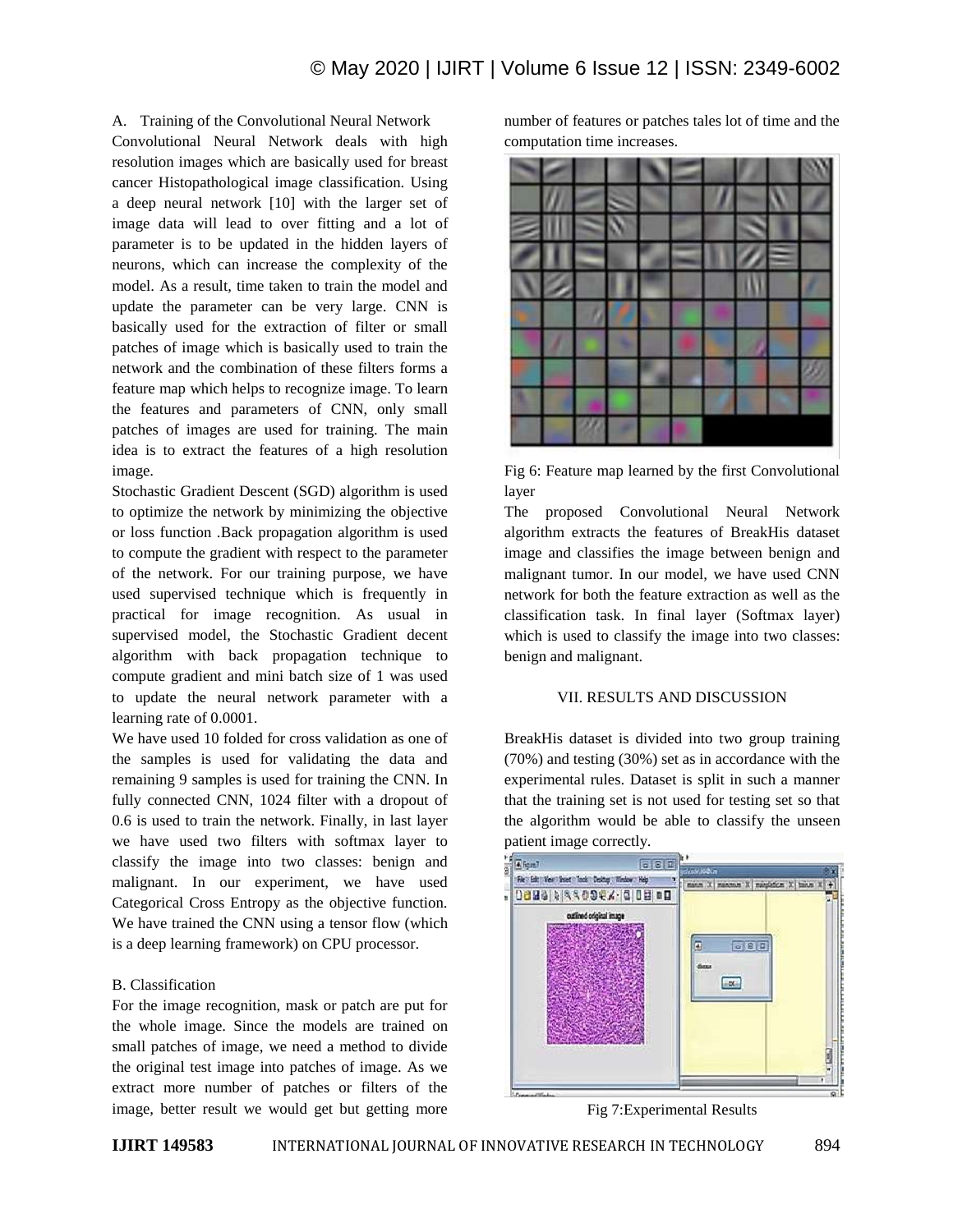### A. Training of the Convolutional Neural Network

Convolutional Neural Network deals with high resolution images which are basically used for breast cancer Histopathological image classification. Using a deep neural network [10] with the larger set of image data will lead to over fitting and a lot of parameter is to be updated in the hidden layers of neurons, which can increase the complexity of the model. As a result, time taken to train the model and update the parameter can be very large. CNN is basically used for the extraction of filter or small patches of image which is basically used to train the network and the combination of these filters forms a feature map which helps to recognize image. To learn the features and parameters of CNN, only small patches of images are used for training. The main idea is to extract the features of a high resolution image.

Stochastic Gradient Descent (SGD) algorithm is used to optimize the network by minimizing the objective or loss function .Back propagation algorithm is used to compute the gradient with respect to the parameter of the network. For our training purpose, we have used supervised technique which is frequently in practical for image recognition. As usual in supervised model, the Stochastic Gradient decent algorithm with back propagation technique to compute gradient and mini batch size of 1 was used to update the neural network parameter with a learning rate of 0.0001.

We have used 10 folded for cross validation as one of the samples is used for validating the data and remaining 9 samples is used for training the CNN. In fully connected CNN, 1024 filter with a dropout of 0.6 is used to train the network. Finally, in last layer we have used two filters with softmax layer to classify the image into two classes: benign and malignant. In our experiment, we have used Categorical Cross Entropy as the objective function. We have trained the CNN using a tensor flow (which is a deep learning framework) on CPU processor.

### B. Classification

For the image recognition, mask or patch are put for the whole image. Since the models are trained on small patches of image, we need a method to divide the original test image into patches of image. As we extract more number of patches or filters of the image, better result we would get but getting more number of features or patches tales lot of time and the computation time increases.

Fig 6: Feature map learned by the first Convolutional layer

The proposed Convolutional Neural Network algorithm extracts the features of BreakHis dataset image and classifies the image between benign and malignant tumor. In our model, we have used CNN network for both the feature extraction as well as the classification task. In final layer (Softmax layer) which is used to classify the image into two classes: benign and malignant.

## VII. RESULTS AND DISCUSSION

BreakHis dataset is divided into two group training (70%) and testing (30%) set as in accordance with the experimental rules. Dataset is split in such a manner that the training set is not used for testing set so that the algorithm would be able to classify the unseen patient image correctly.

Fig 7:Experimental Results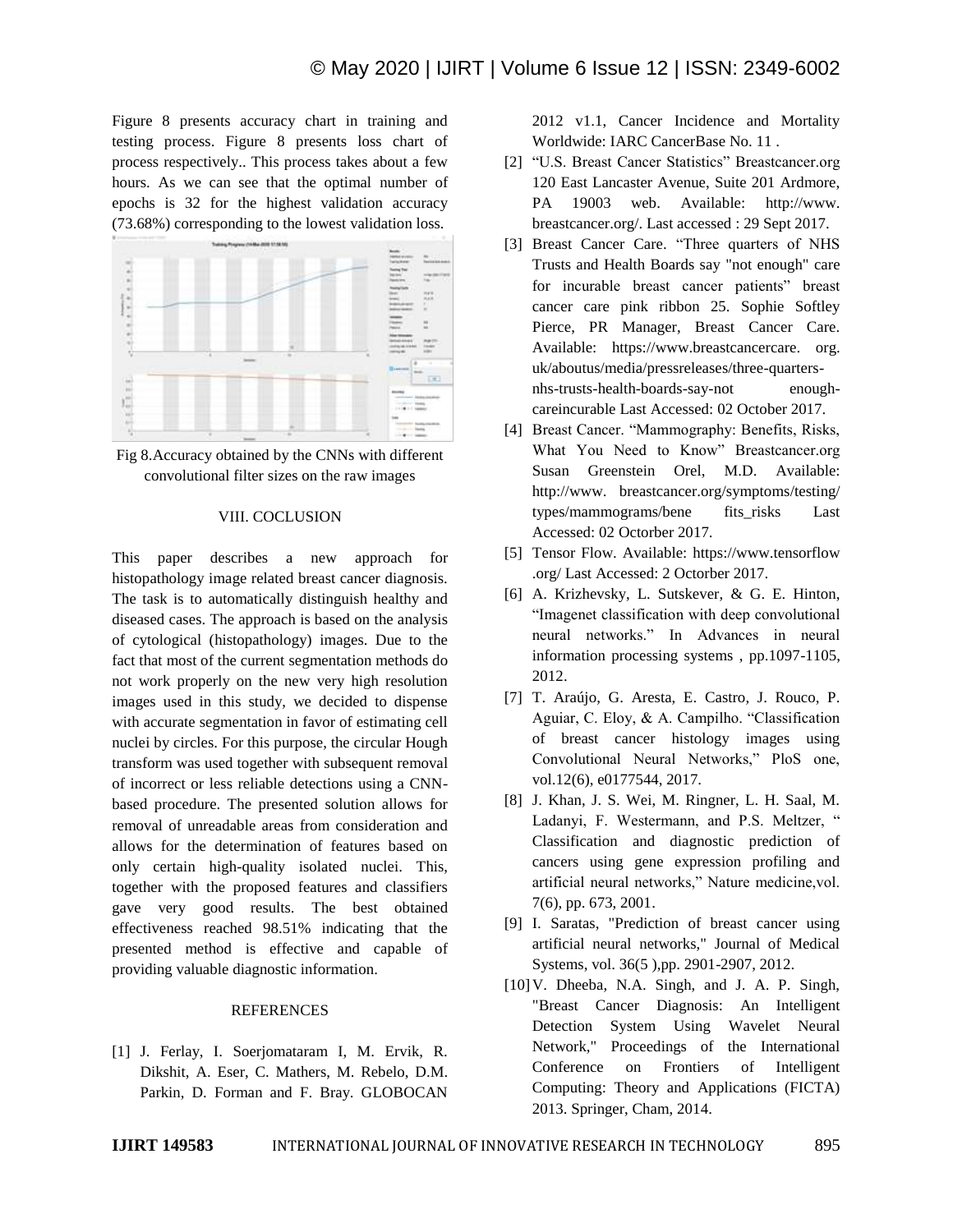Figure 8 presents accuracy chart in training and testing process. Figure 8 presents loss chart of process respectively.. This process takes about a few hours. As we can see that the optimal number of epochs is 32 for the highest validation accuracy (73.68%) corresponding to the lowest validation loss.

Fig 8.Accuracy obtained by the CNNs with different convolutional filter sizes on the raw images

## VIII. COCLUSION

This paper describes a new approach for histopathology image related breast cancer diagnosis. The task is to automatically distinguish healthy and diseased cases. The approach is based on the analysis of cytological (histopathology) images. Due to the fact that most of the current segmentation methods do not work properly on the new very high resolution images used in this study, we decided to dispense with accurate segmentation in favor of estimating cell nuclei by circles. For this purpose, the circular Hough transform was used together with subsequent removal of incorrect or less reliable detections using a CNN-based procedure. The presented solution allows for removal of unreadable areas from consideration and allows for the determination of features based on only certain high-quality isolated nuclei. This, together with the proposed features and classifiers gave very good results. The best obtained effectiveness reached 98.51% indicating that the presented method is effective and capable of providing valuable diagnostic information.

## REFERENCES

[1] J. Ferlay, I. Soerjomataram I, M. Ervik, R. Dikshit, A. Eser, C. Mathers, M. Rebelo, D.M. Parkin, D. Forman and F. Bray. GLOBOCAN 2012 v1.1, Cancer Incidence and Mortality Worldwide: IARC CancerBase No. 11 .

[2] "U.S. Breast Cancer Statistics" Breastcancer.org 120 East Lancaster Avenue, Suite 201 Ardmore, PA 19003 web. Available: http://www. breastcancer.org/. Last accessed : 29 Sept 2017.

[3] Breast Cancer Care. "Three quarters of NHS Trusts and Health Boards say "not enough" care for incurable breast cancer patients" breast cancer care pink ribbon 25. Sophie Softley Pierce, PR Manager, Breast Cancer Care. Available: https://www.breastcancercare. org. uk/aboutus/media/pressreleases/three-quarters-nhs-trusts-health-boards-say-not enough-careincurable Last Accessed: 02 October 2017.

[4] Breast Cancer. "Mammography: Benefits, Risks, What You Need to Know" Breastcancer.org Susan Greenstein Orel, M.D. Available: http://www. breastcancer.org/symptoms/testing/ types/mammograms/bene fits_risks Last Accessed: 02 Octorber 2017.

[5] Tensor Flow. Available: https://www.tensorflow .org/ Last Accessed: 2 Octorber 2017.

[6] A. Krizhevsky, L. Sutskever, & G. E. Hinton, "Imagenet classification with deep convolutional neural networks." In Advances in neural information processing systems , pp.1097-1105, 2012.

[7] T. Araújo, G. Aresta, E. Castro, J. Rouco, P. Aguiar, C. Eloy, & A. Campilho. "Classification of breast cancer histology images using Convolutional Neural Networks," PloS one, vol.12(6), e0177544, 2017.

[8] J. Khan, J. S. Wei, M. Ringner, L. H. Saal, M. Ladanyi, F. Westermann, and P.S. Meltzer, " Classification and diagnostic prediction of cancers using gene expression profiling and artificial neural networks," Nature medicine,vol. 7(6), pp. 673, 2001.

[9] I. Saratas, "Prediction of breast cancer using artificial neural networks," Journal of Medical Systems, vol. 36(5 ),pp. 2901-2907, 2012.

[10] V. Dheeba, N.A. Singh, and J. A. P. Singh, "Breast Cancer Diagnosis: An Intelligent Detection System Using Wavelet Neural Network," Proceedings of the International Conference on Frontiers of Intelligent Computing: Theory and Applications (FICTA) 2013. Springer, Cham, 2014.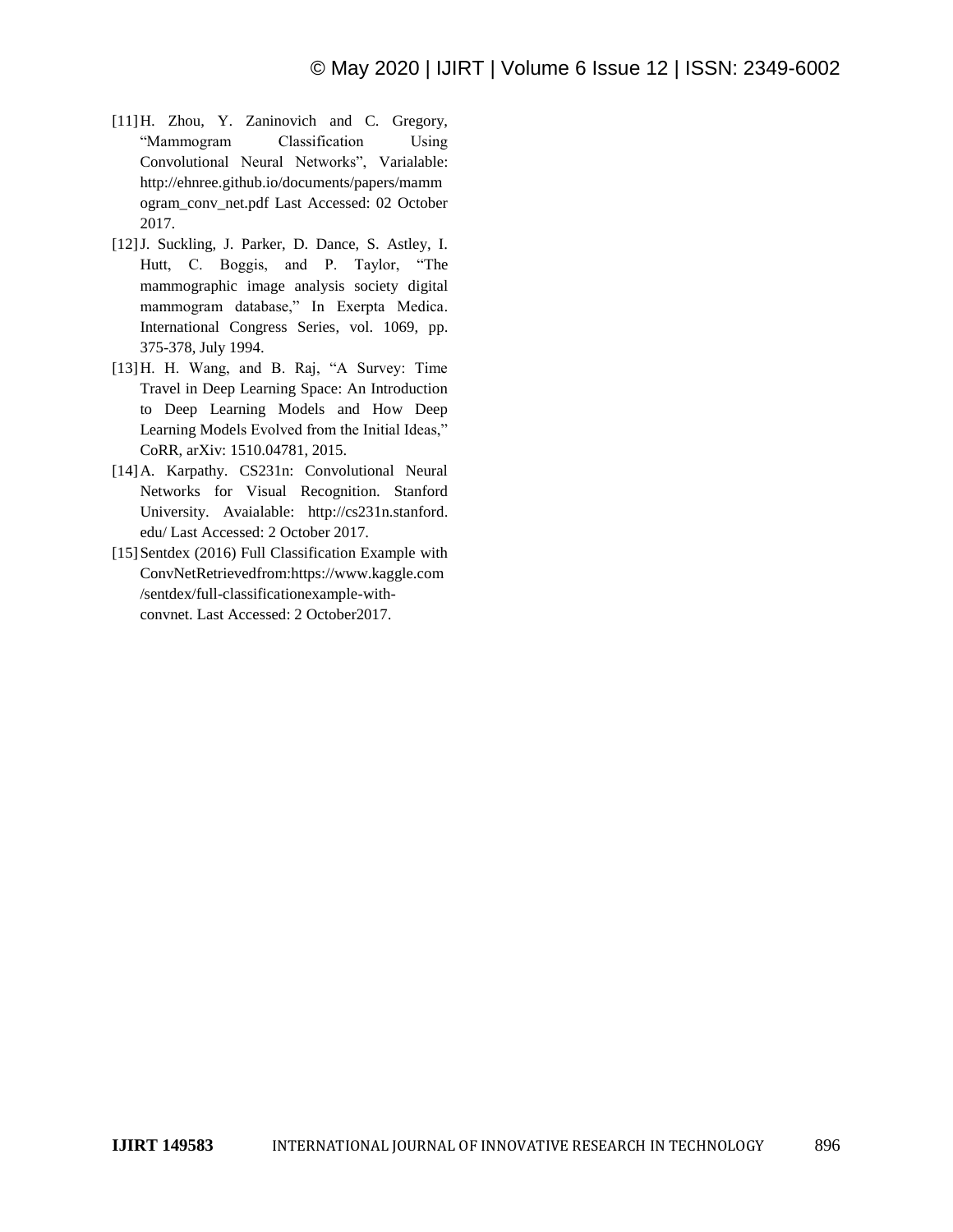[11] H. Zhou, Y. Zaninovich and C. Gregory, "Mammogram Classification Using Convolutional Neural Networks", Varialable: http://ehnree.github.io/documents/papers/mammogram_conv_net.pdf Last Accessed: 02 October 2017.

[12] J. Suckling, J. Parker, D. Dance, S. Astley, I. Hutt, C. Boggis, and P. Taylor, "The mammographic image analysis society digital mammogram database," In Exerpta Medica. International Congress Series, vol. 1069, pp. 375-378, July 1994.

[13] H. H. Wang, and B. Raj, "A Survey: Time Travel in Deep Learning Space: An Introduction to Deep Learning Models and How Deep Learning Models Evolved from the Initial Ideas," CoRR, arXiv: 1510.04781, 2015.

[14] A. Karpathy. CS231n: Convolutional Neural Networks for Visual Recognition. Stanford University. Avaialable: http://cs231n.stanford.edu/ Last Accessed: 2 October 2017.

[15] Sentdex (2016) Full Classification Example with ConvNetRetrievedfrom:https://www.kaggle.com/sentdex/full-classificationexample-with-convnet. Last Accessed: 2 October2017.